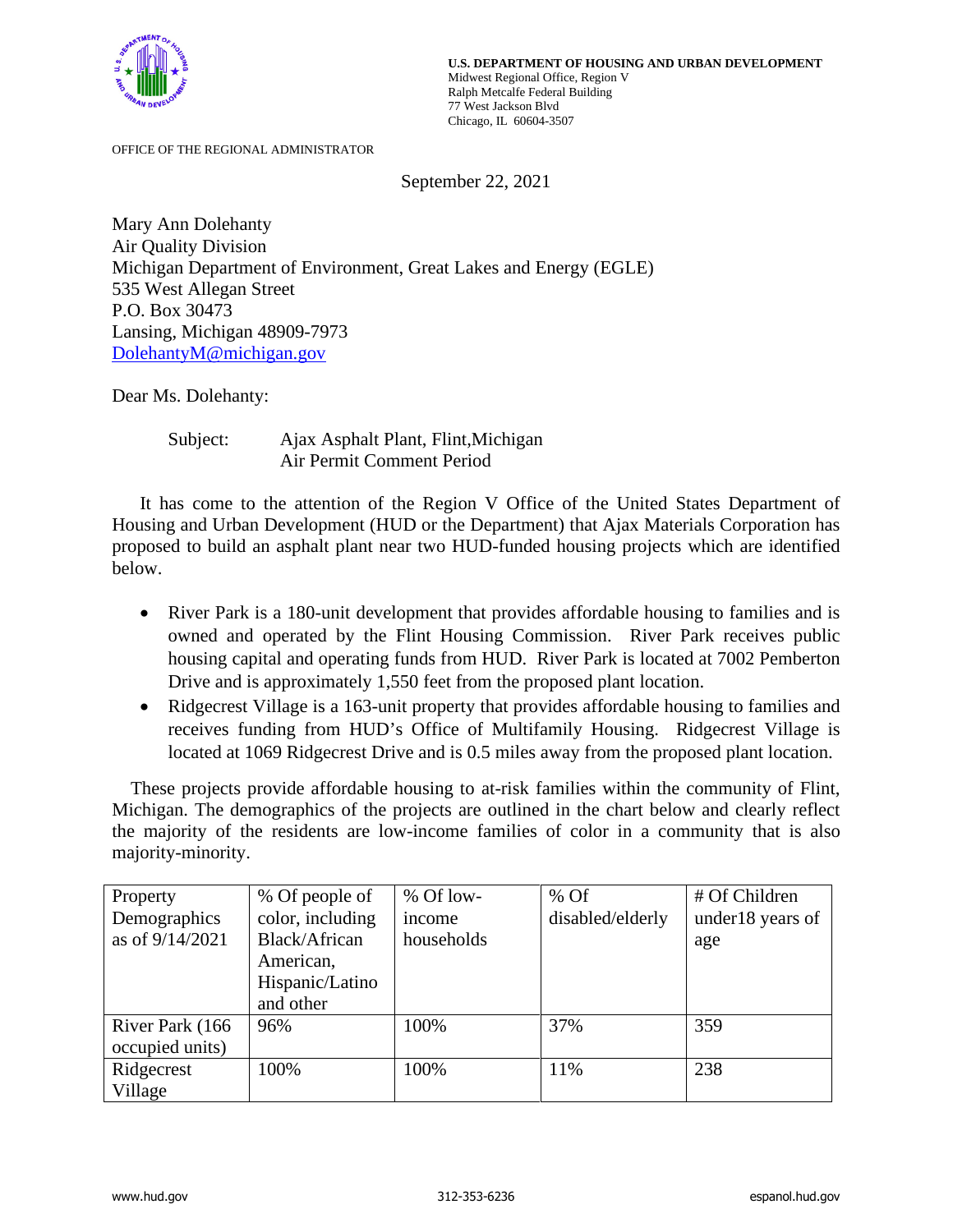**U.S. DEPARTMENT OF HOUSING AND URBAN DEVELOPMENT**
Midwest Regional Office, Region V
Ralph Metcalfe Federal Building
77 West Jackson Blvd
Chicago, IL 60604-3507

OFFICE OF THE REGIONAL ADMINISTRATOR

September 22, 2021

Mary Ann Dolehanty
Air Quality Division
Michigan Department of Environment, Great Lakes and Energy (EGLE)
535 West Allegan Street
P.O. Box 30473
Lansing, Michigan 48909-7973
DolehantyM@michigan.gov

Dear Ms. Dolehanty:

Subject: Ajax Asphalt Plant, Flint,Michigan
Air Permit Comment Period

It has come to the attention of the Region V Office of the United States Department of Housing and Urban Development (HUD or the Department) that Ajax Materials Corporation has proposed to build an asphalt plant near two HUD-funded housing projects which are identified below.

- River Park is a 180-unit development that provides affordable housing to families and is owned and operated by the Flint Housing Commission. River Park receives public housing capital and operating funds from HUD. River Park is located at 7002 Pemberton Drive and is approximately 1,550 feet from the proposed plant location.
- Ridgecrest Village is a 163-unit property that provides affordable housing to families and receives funding from HUD's Office of Multifamily Housing. Ridgecrest Village is located at 1069 Ridgecrest Drive and is 0.5 miles away from the proposed plant location.

These projects provide affordable housing to at-risk families within the community of Flint, Michigan. The demographics of the projects are outlined in the chart below and clearly reflect the majority of the residents are low-income families of color in a community that is also majority-minority.

| Property Demographics as of 9/14/2021 | % Of people of color, including Black/African American, Hispanic/Latino and other | % Of low-income households | % Of disabled/elderly | # Of Children under18 years of age |
|---|---|---|---|---|
| River Park (166 occupied units) | 96% | 100% | 37% | 359 |
| Ridgecrest Village | 100% | 100% | 11% | 238 |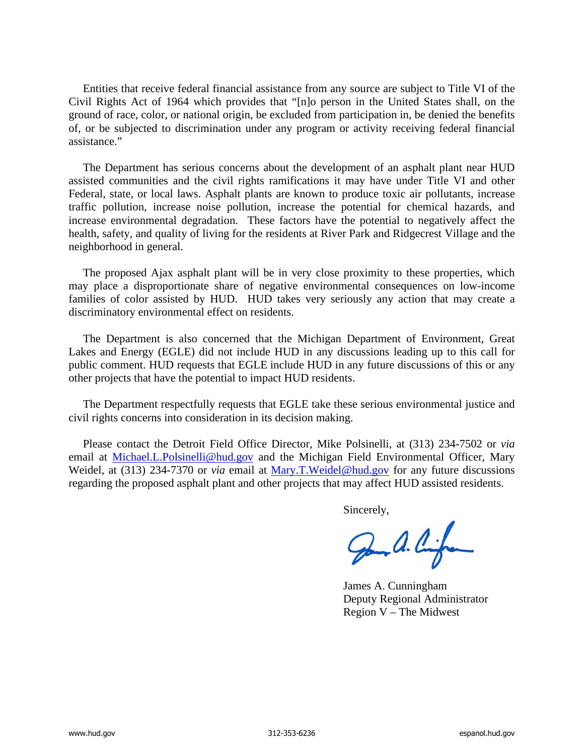Entities that receive federal financial assistance from any source are subject to Title VI of the Civil Rights Act of 1964 which provides that "[n]o person in the United States shall, on the ground of race, color, or national origin, be excluded from participation in, be denied the benefits of, or be subjected to discrimination under any program or activity receiving federal financial assistance."

The Department has serious concerns about the development of an asphalt plant near HUD assisted communities and the civil rights ramifications it may have under Title VI and other Federal, state, or local laws. Asphalt plants are known to produce toxic air pollutants, increase traffic pollution, increase noise pollution, increase the potential for chemical hazards, and increase environmental degradation. These factors have the potential to negatively affect the health, safety, and quality of living for the residents at River Park and Ridgecrest Village and the neighborhood in general.

The proposed Ajax asphalt plant will be in very close proximity to these properties, which may place a disproportionate share of negative environmental consequences on low-income families of color assisted by HUD. HUD takes very seriously any action that may create a discriminatory environmental effect on residents.

The Department is also concerned that the Michigan Department of Environment, Great Lakes and Energy (EGLE) did not include HUD in any discussions leading up to this call for public comment. HUD requests that EGLE include HUD in any future discussions of this or any other projects that have the potential to impact HUD residents.

The Department respectfully requests that EGLE take these serious environmental justice and civil rights concerns into consideration in its decision making.

Please contact the Detroit Field Office Director, Mike Polsinelli, at (313) 234-7502 or *via* email at Michael.L.Polsinelli@hud.gov and the Michigan Field Environmental Officer, Mary Weidel, at (313) 234-7370 or *via* email at Mary.T.Weidel@hud.gov for any future discussions regarding the proposed asphalt plant and other projects that may affect HUD assisted residents.

Sincerely,

James A. Cunningham
Deputy Regional Administrator
Region V – The Midwest

www.hud.gov 312-353-6236 espanol.hud.gov